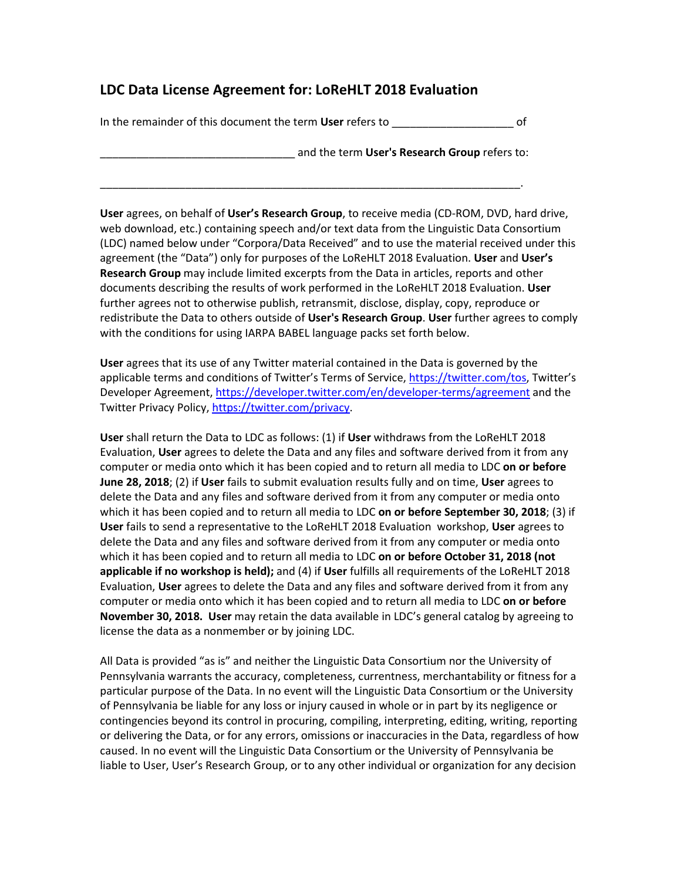## LDC Data License Agreement for: LoReHLT 2018 Evaluation

In the remainder of this document the term **User** refers to ___________________ of

______________________________ and the term **User's Research Group** refers to:

_________________________________________________________________.

**User** agrees, on behalf of **User's Research Group**, to receive media (CD-ROM, DVD, hard drive, web download, etc.) containing speech and/or text data from the Linguistic Data Consortium (LDC) named below under "Corpora/Data Received" and to use the material received under this agreement (the "Data") only for purposes of the LoReHLT 2018 Evaluation. **User** and **User's Research Group** may include limited excerpts from the Data in articles, reports and other documents describing the results of work performed in the LoReHLT 2018 Evaluation. **User** further agrees not to otherwise publish, retransmit, disclose, display, copy, reproduce or redistribute the Data to others outside of **User's Research Group**. **User** further agrees to comply with the conditions for using IARPA BABEL language packs set forth below.

**User** agrees that its use of any Twitter material contained in the Data is governed by the applicable terms and conditions of Twitter's Terms of Service, https://twitter.com/tos, Twitter's Developer Agreement, https://developer.twitter.com/en/developer-terms/agreement and the Twitter Privacy Policy, https://twitter.com/privacy.

**User** shall return the Data to LDC as follows: (1) if **User** withdraws from the LoReHLT 2018 Evaluation, **User** agrees to delete the Data and any files and software derived from it from any computer or media onto which it has been copied and to return all media to LDC **on or before June 28, 2018**; (2) if **User** fails to submit evaluation results fully and on time, **User** agrees to delete the Data and any files and software derived from it from any computer or media onto which it has been copied and to return all media to LDC **on or before September 30, 2018**; (3) if **User** fails to send a representative to the LoReHLT 2018 Evaluation workshop, **User** agrees to delete the Data and any files and software derived from it from any computer or media onto which it has been copied and to return all media to LDC **on or before October 31, 2018 (not applicable if no workshop is held);** and (4) if **User** fulfills all requirements of the LoReHLT 2018 Evaluation, **User** agrees to delete the Data and any files and software derived from it from any computer or media onto which it has been copied and to return all media to LDC **on or before November 30, 2018. User** may retain the data available in LDC's general catalog by agreeing to license the data as a nonmember or by joining LDC.

All Data is provided "as is" and neither the Linguistic Data Consortium nor the University of Pennsylvania warrants the accuracy, completeness, currentness, merchantability or fitness for a particular purpose of the Data. In no event will the Linguistic Data Consortium or the University of Pennsylvania be liable for any loss or injury caused in whole or in part by its negligence or contingencies beyond its control in procuring, compiling, interpreting, editing, writing, reporting or delivering the Data, or for any errors, omissions or inaccuracies in the Data, regardless of how caused. In no event will the Linguistic Data Consortium or the University of Pennsylvania be liable to User, User's Research Group, or to any other individual or organization for any decision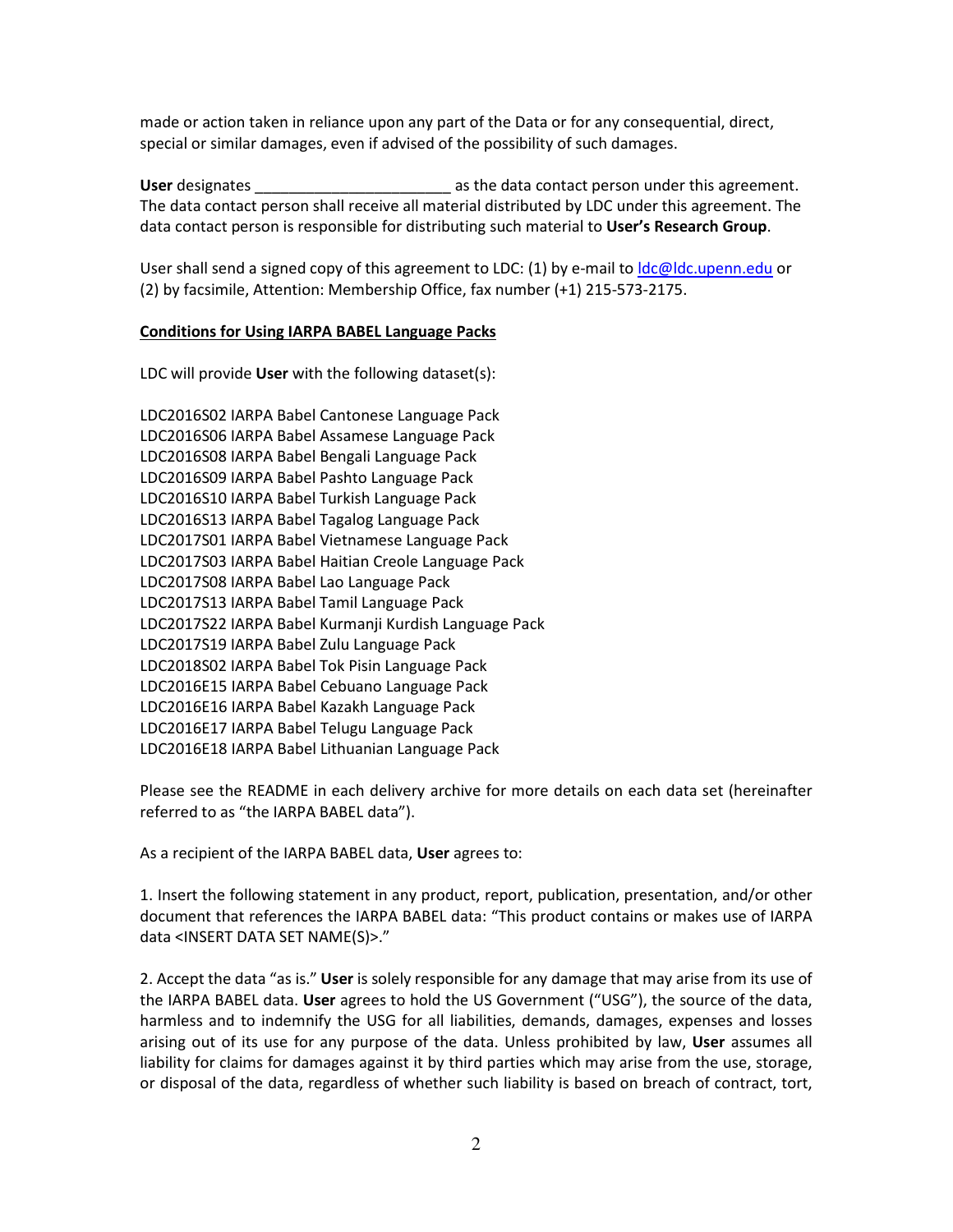made or action taken in reliance upon any part of the Data or for any consequential, direct, special or similar damages, even if advised of the possibility of such damages.

**User** designates _______________________ as the data contact person under this agreement. The data contact person shall receive all material distributed by LDC under this agreement. The data contact person is responsible for distributing such material to **User's Research Group**.

User shall send a signed copy of this agreement to LDC: (1) by e-mail to ldc@ldc.upenn.edu or (2) by facsimile, Attention: Membership Office, fax number (+1) 215-573-2175.

**Conditions for Using IARPA BABEL Language Packs**

LDC will provide **User** with the following dataset(s):

LDC2016S02 IARPA Babel Cantonese Language Pack
LDC2016S06 IARPA Babel Assamese Language Pack
LDC2016S08 IARPA Babel Bengali Language Pack
LDC2016S09 IARPA Babel Pashto Language Pack
LDC2016S10 IARPA Babel Turkish Language Pack
LDC2016S13 IARPA Babel Tagalog Language Pack
LDC2017S01 IARPA Babel Vietnamese Language Pack
LDC2017S03 IARPA Babel Haitian Creole Language Pack
LDC2017S08 IARPA Babel Lao Language Pack
LDC2017S13 IARPA Babel Tamil Language Pack
LDC2017S22 IARPA Babel Kurmanji Kurdish Language Pack
LDC2017S19 IARPA Babel Zulu Language Pack
LDC2018S02 IARPA Babel Tok Pisin Language Pack
LDC2016E15 IARPA Babel Cebuano Language Pack
LDC2016E16 IARPA Babel Kazakh Language Pack
LDC2016E17 IARPA Babel Telugu Language Pack
LDC2016E18 IARPA Babel Lithuanian Language Pack

Please see the README in each delivery archive for more details on each data set (hereinafter referred to as "the IARPA BABEL data").

As a recipient of the IARPA BABEL data, **User** agrees to:

1. Insert the following statement in any product, report, publication, presentation, and/or other document that references the IARPA BABEL data: "This product contains or makes use of IARPA data <INSERT DATA SET NAME(S)>."

2. Accept the data "as is." **User** is solely responsible for any damage that may arise from its use of the IARPA BABEL data. **User** agrees to hold the US Government ("USG"), the source of the data, harmless and to indemnify the USG for all liabilities, demands, damages, expenses and losses arising out of its use for any purpose of the data. Unless prohibited by law, **User** assumes all liability for claims for damages against it by third parties which may arise from the use, storage, or disposal of the data, regardless of whether such liability is based on breach of contract, tort,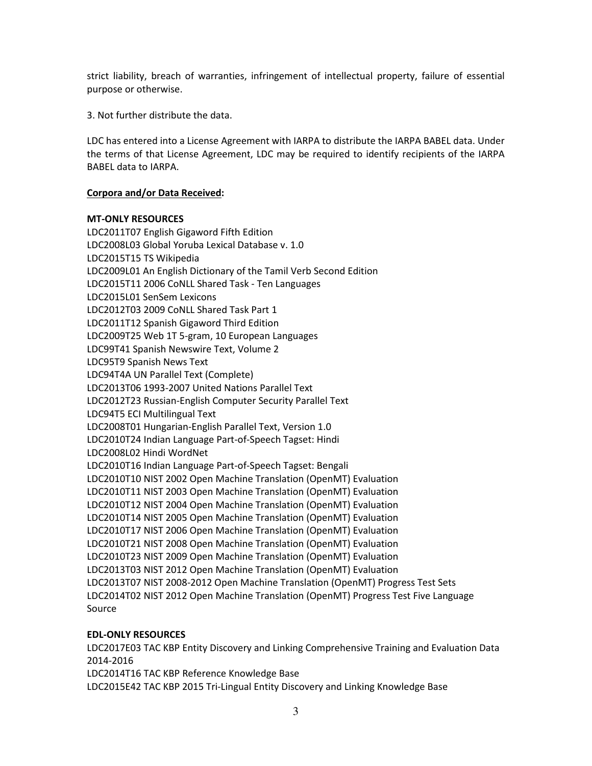strict liability, breach of warranties, infringement of intellectual property, failure of essential purpose or otherwise.

3. Not further distribute the data.

LDC has entered into a License Agreement with IARPA to distribute the IARPA BABEL data. Under the terms of that License Agreement, LDC may be required to identify recipients of the IARPA BABEL data to IARPA.

**Corpora and/or Data Received:**

**MT-ONLY RESOURCES**

LDC2011T07 English Gigaword Fifth Edition
LDC2008L03 Global Yoruba Lexical Database v. 1.0
LDC2015T15 TS Wikipedia
LDC2009L01 An English Dictionary of the Tamil Verb Second Edition
LDC2015T11 2006 CoNLL Shared Task - Ten Languages
LDC2015L01 SenSem Lexicons
LDC2012T03 2009 CoNLL Shared Task Part 1
LDC2011T12 Spanish Gigaword Third Edition
LDC2009T25 Web 1T 5-gram, 10 European Languages
LDC99T41 Spanish Newswire Text, Volume 2
LDC95T9 Spanish News Text
LDC94T4A UN Parallel Text (Complete)
LDC2013T06 1993-2007 United Nations Parallel Text
LDC2012T23 Russian-English Computer Security Parallel Text
LDC94T5 ECI Multilingual Text
LDC2008T01 Hungarian-English Parallel Text, Version 1.0
LDC2010T24 Indian Language Part-of-Speech Tagset: Hindi
LDC2008L02 Hindi WordNet
LDC2010T16 Indian Language Part-of-Speech Tagset: Bengali
LDC2010T10 NIST 2002 Open Machine Translation (OpenMT) Evaluation
LDC2010T11 NIST 2003 Open Machine Translation (OpenMT) Evaluation
LDC2010T12 NIST 2004 Open Machine Translation (OpenMT) Evaluation
LDC2010T14 NIST 2005 Open Machine Translation (OpenMT) Evaluation
LDC2010T17 NIST 2006 Open Machine Translation (OpenMT) Evaluation
LDC2010T21 NIST 2008 Open Machine Translation (OpenMT) Evaluation
LDC2010T23 NIST 2009 Open Machine Translation (OpenMT) Evaluation
LDC2013T03 NIST 2012 Open Machine Translation (OpenMT) Evaluation
LDC2013T07 NIST 2008-2012 Open Machine Translation (OpenMT) Progress Test Sets
LDC2014T02 NIST 2012 Open Machine Translation (OpenMT) Progress Test Five Language Source

**EDL-ONLY RESOURCES**

LDC2017E03 TAC KBP Entity Discovery and Linking Comprehensive Training and Evaluation Data 2014-2016
LDC2014T16 TAC KBP Reference Knowledge Base
LDC2015E42 TAC KBP 2015 Tri-Lingual Entity Discovery and Linking Knowledge Base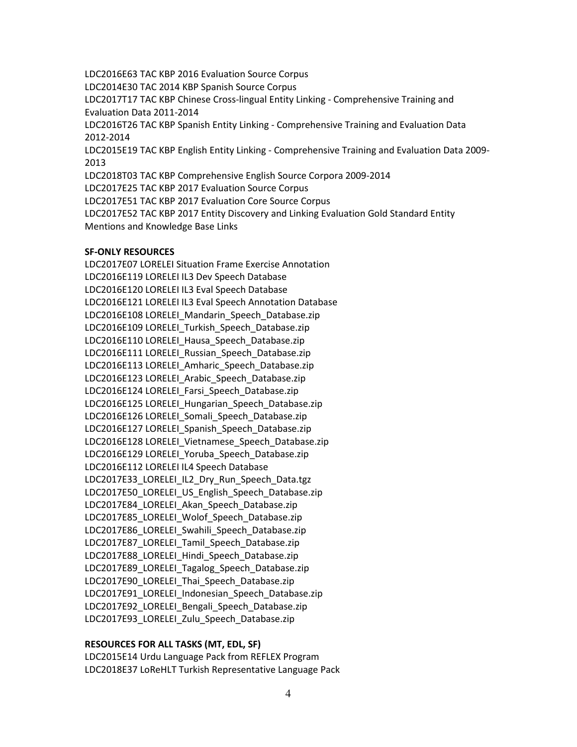LDC2016E63 TAC KBP 2016 Evaluation Source Corpus
LDC2014E30 TAC 2014 KBP Spanish Source Corpus
LDC2017T17 TAC KBP Chinese Cross-lingual Entity Linking - Comprehensive Training and Evaluation Data 2011-2014
LDC2016T26 TAC KBP Spanish Entity Linking - Comprehensive Training and Evaluation Data 2012-2014
LDC2015E19 TAC KBP English Entity Linking - Comprehensive Training and Evaluation Data 2009-2013
LDC2018T03 TAC KBP Comprehensive English Source Corpora 2009-2014
LDC2017E25 TAC KBP 2017 Evaluation Source Corpus
LDC2017E51 TAC KBP 2017 Evaluation Core Source Corpus
LDC2017E52 TAC KBP 2017 Entity Discovery and Linking Evaluation Gold Standard Entity Mentions and Knowledge Base Links

**SF-ONLY RESOURCES**

LDC2017E07 LORELEI Situation Frame Exercise Annotation
LDC2016E119 LORELEI IL3 Dev Speech Database
LDC2016E120 LORELEI IL3 Eval Speech Database
LDC2016E121 LORELEI IL3 Eval Speech Annotation Database
LDC2016E108 LORELEI_Mandarin_Speech_Database.zip
LDC2016E109 LORELEI_Turkish_Speech_Database.zip
LDC2016E110 LORELEI_Hausa_Speech_Database.zip
LDC2016E111 LORELEI_Russian_Speech_Database.zip
LDC2016E113 LORELEI_Amharic_Speech_Database.zip
LDC2016E123 LORELEI_Arabic_Speech_Database.zip
LDC2016E124 LORELEI_Farsi_Speech_Database.zip
LDC2016E125 LORELEI_Hungarian_Speech_Database.zip
LDC2016E126 LORELEI_Somali_Speech_Database.zip
LDC2016E127 LORELEI_Spanish_Speech_Database.zip
LDC2016E128 LORELEI_Vietnamese_Speech_Database.zip
LDC2016E129 LORELEI_Yoruba_Speech_Database.zip
LDC2016E112 LORELEI IL4 Speech Database
LDC2017E33_LORELEI_IL2_Dry_Run_Speech_Data.tgz
LDC2017E50_LORELEI_US_English_Speech_Database.zip
LDC2017E84_LORELEI_Akan_Speech_Database.zip
LDC2017E85_LORELEI_Wolof_Speech_Database.zip
LDC2017E86_LORELEI_Swahili_Speech_Database.zip
LDC2017E87_LORELEI_Tamil_Speech_Database.zip
LDC2017E88_LORELEI_Hindi_Speech_Database.zip
LDC2017E89_LORELEI_Tagalog_Speech_Database.zip
LDC2017E90_LORELEI_Thai_Speech_Database.zip
LDC2017E91_LORELEI_Indonesian_Speech_Database.zip
LDC2017E92_LORELEI_Bengali_Speech_Database.zip
LDC2017E93_LORELEI_Zulu_Speech_Database.zip

**RESOURCES FOR ALL TASKS (MT, EDL, SF)**

LDC2015E14 Urdu Language Pack from REFLEX Program
LDC2018E37 LoReHLT Turkish Representative Language Pack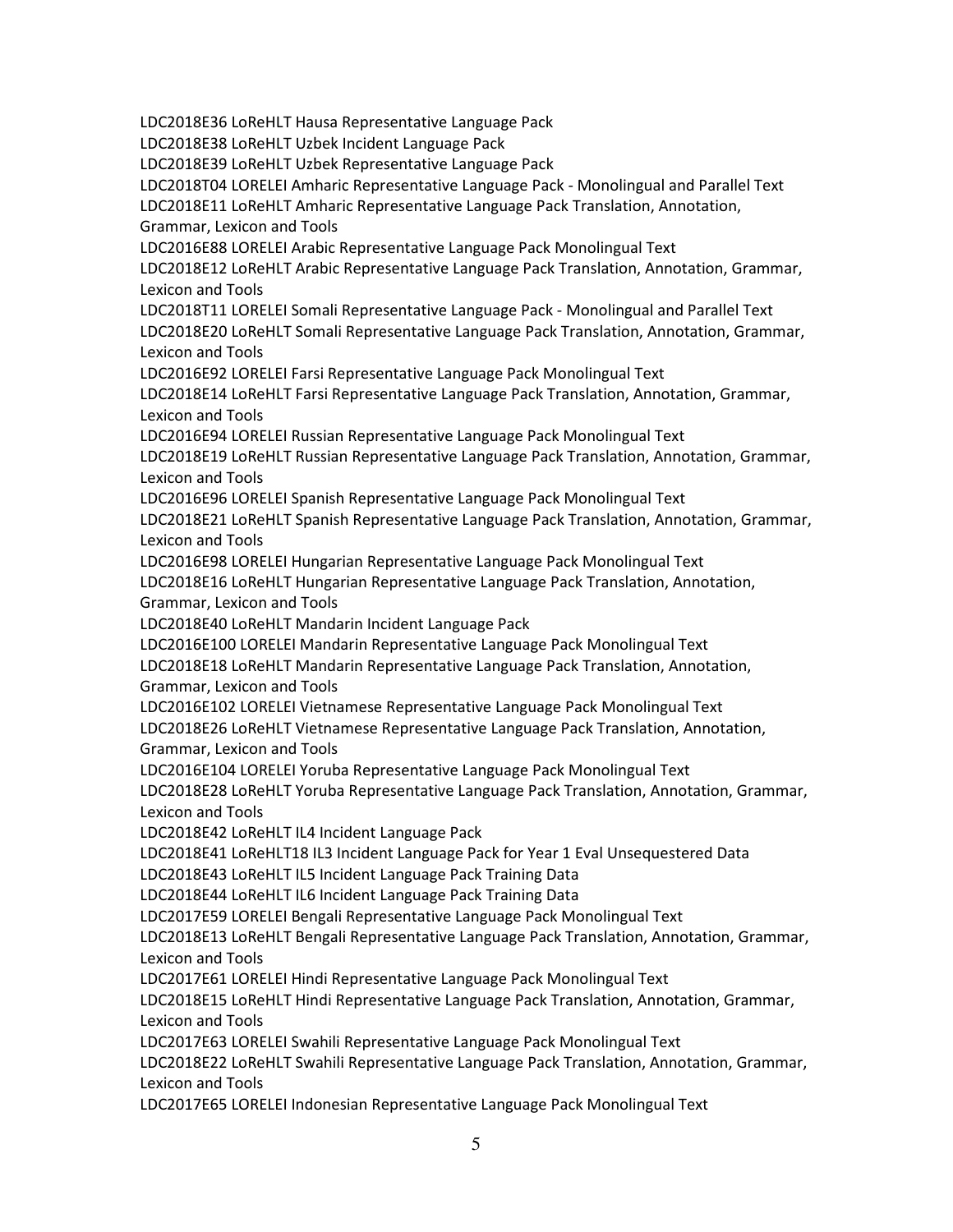LDC2018E36 LoReHLT Hausa Representative Language Pack
LDC2018E38 LoReHLT Uzbek Incident Language Pack
LDC2018E39 LoReHLT Uzbek Representative Language Pack
LDC2018T04 LORELEI Amharic Representative Language Pack - Monolingual and Parallel Text
LDC2018E11 LoReHLT Amharic Representative Language Pack Translation, Annotation, Grammar, Lexicon and Tools
LDC2016E88 LORELEI Arabic Representative Language Pack Monolingual Text
LDC2018E12 LoReHLT Arabic Representative Language Pack Translation, Annotation, Grammar, Lexicon and Tools
LDC2018T11 LORELEI Somali Representative Language Pack - Monolingual and Parallel Text
LDC2018E20 LoReHLT Somali Representative Language Pack Translation, Annotation, Grammar, Lexicon and Tools
LDC2016E92 LORELEI Farsi Representative Language Pack Monolingual Text
LDC2018E14 LoReHLT Farsi Representative Language Pack Translation, Annotation, Grammar, Lexicon and Tools
LDC2016E94 LORELEI Russian Representative Language Pack Monolingual Text
LDC2018E19 LoReHLT Russian Representative Language Pack Translation, Annotation, Grammar, Lexicon and Tools
LDC2016E96 LORELEI Spanish Representative Language Pack Monolingual Text
LDC2018E21 LoReHLT Spanish Representative Language Pack Translation, Annotation, Grammar, Lexicon and Tools
LDC2016E98 LORELEI Hungarian Representative Language Pack Monolingual Text
LDC2018E16 LoReHLT Hungarian Representative Language Pack Translation, Annotation, Grammar, Lexicon and Tools
LDC2018E40 LoReHLT Mandarin Incident Language Pack
LDC2016E100 LORELEI Mandarin Representative Language Pack Monolingual Text
LDC2018E18 LoReHLT Mandarin Representative Language Pack Translation, Annotation, Grammar, Lexicon and Tools
LDC2016E102 LORELEI Vietnamese Representative Language Pack Monolingual Text
LDC2018E26 LoReHLT Vietnamese Representative Language Pack Translation, Annotation, Grammar, Lexicon and Tools
LDC2016E104 LORELEI Yoruba Representative Language Pack Monolingual Text
LDC2018E28 LoReHLT Yoruba Representative Language Pack Translation, Annotation, Grammar, Lexicon and Tools
LDC2018E42 LoReHLT IL4 Incident Language Pack
LDC2018E41 LoReHLT18 IL3 Incident Language Pack for Year 1 Eval Unsequestered Data
LDC2018E43 LoReHLT IL5 Incident Language Pack Training Data
LDC2018E44 LoReHLT IL6 Incident Language Pack Training Data
LDC2017E59 LORELEI Bengali Representative Language Pack Monolingual Text
LDC2018E13 LoReHLT Bengali Representative Language Pack Translation, Annotation, Grammar, Lexicon and Tools
LDC2017E61 LORELEI Hindi Representative Language Pack Monolingual Text
LDC2018E15 LoReHLT Hindi Representative Language Pack Translation, Annotation, Grammar, Lexicon and Tools
LDC2017E63 LORELEI Swahili Representative Language Pack Monolingual Text
LDC2018E22 LoReHLT Swahili Representative Language Pack Translation, Annotation, Grammar, Lexicon and Tools
LDC2017E65 LORELEI Indonesian Representative Language Pack Monolingual Text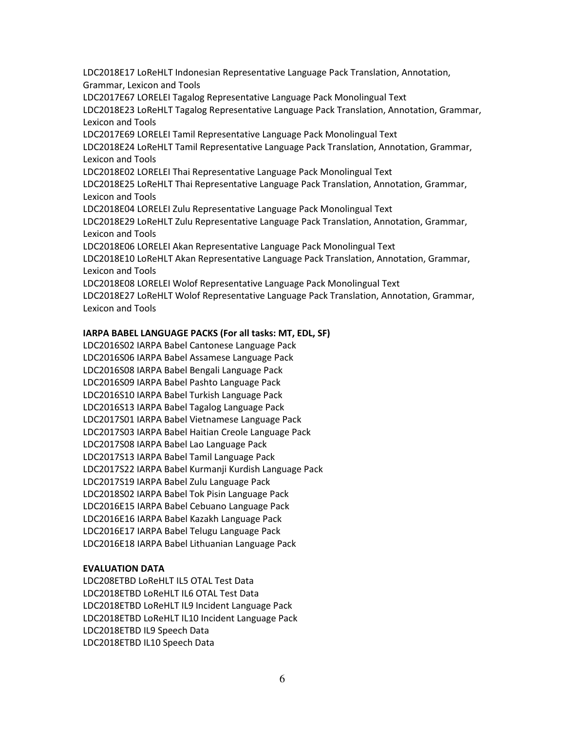LDC2018E17 LoReHLT Indonesian Representative Language Pack Translation, Annotation, Grammar, Lexicon and Tools
LDC2017E67 LORELEI Tagalog Representative Language Pack Monolingual Text
LDC2018E23 LoReHLT Tagalog Representative Language Pack Translation, Annotation, Grammar, Lexicon and Tools
LDC2017E69 LORELEI Tamil Representative Language Pack Monolingual Text
LDC2018E24 LoReHLT Tamil Representative Language Pack Translation, Annotation, Grammar, Lexicon and Tools
LDC2018E02 LORELEI Thai Representative Language Pack Monolingual Text
LDC2018E25 LoReHLT Thai Representative Language Pack Translation, Annotation, Grammar, Lexicon and Tools
LDC2018E04 LORELEI Zulu Representative Language Pack Monolingual Text
LDC2018E29 LoReHLT Zulu Representative Language Pack Translation, Annotation, Grammar, Lexicon and Tools
LDC2018E06 LORELEI Akan Representative Language Pack Monolingual Text
LDC2018E10 LoReHLT Akan Representative Language Pack Translation, Annotation, Grammar, Lexicon and Tools
LDC2018E08 LORELEI Wolof Representative Language Pack Monolingual Text
LDC2018E27 LoReHLT Wolof Representative Language Pack Translation, Annotation, Grammar, Lexicon and Tools

**IARPA BABEL LANGUAGE PACKS (For all tasks: MT, EDL, SF)**

LDC2016S02 IARPA Babel Cantonese Language Pack
LDC2016S06 IARPA Babel Assamese Language Pack
LDC2016S08 IARPA Babel Bengali Language Pack
LDC2016S09 IARPA Babel Pashto Language Pack
LDC2016S10 IARPA Babel Turkish Language Pack
LDC2016S13 IARPA Babel Tagalog Language Pack
LDC2017S01 IARPA Babel Vietnamese Language Pack
LDC2017S03 IARPA Babel Haitian Creole Language Pack
LDC2017S08 IARPA Babel Lao Language Pack
LDC2017S13 IARPA Babel Tamil Language Pack
LDC2017S22 IARPA Babel Kurmanji Kurdish Language Pack
LDC2017S19 IARPA Babel Zulu Language Pack
LDC2018S02 IARPA Babel Tok Pisin Language Pack
LDC2016E15 IARPA Babel Cebuano Language Pack
LDC2016E16 IARPA Babel Kazakh Language Pack
LDC2016E17 IARPA Babel Telugu Language Pack
LDC2016E18 IARPA Babel Lithuanian Language Pack

**EVALUATION DATA**

LDC208ETBD LoReHLT IL5 OTAL Test Data
LDC2018ETBD LoReHLT IL6 OTAL Test Data
LDC2018ETBD LoReHLT IL9 Incident Language Pack
LDC2018ETBD LoReHLT IL10 Incident Language Pack
LDC2018ETBD IL9 Speech Data
LDC2018ETBD IL10 Speech Data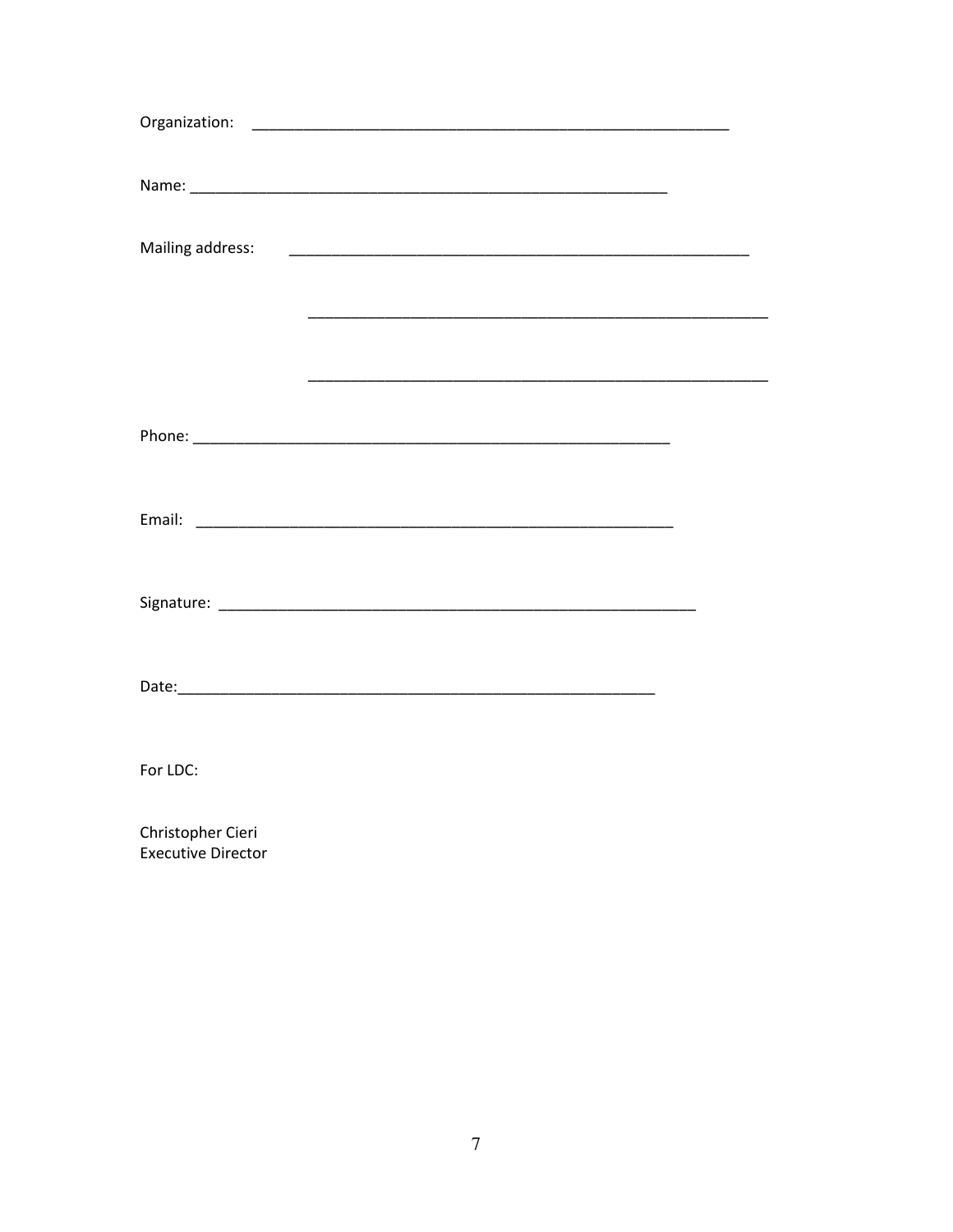Organization: \_\_\_\_\_\_\_\_\_\_\_\_\_\_\_\_\_\_\_\_\_\_\_\_\_\_\_\_\_\_\_\_\_\_\_\_\_\_\_\_\_\_\_\_\_\_\_\_\_\_\_\_\_\_\_\_\_\_

Name: \_\_\_\_\_\_\_\_\_\_\_\_\_\_\_\_\_\_\_\_\_\_\_\_\_\_\_\_\_\_\_\_\_\_\_\_\_\_\_\_\_\_\_\_\_\_\_\_\_\_\_\_\_\_\_\_\_\_

Mailing address: \_\_\_\_\_\_\_\_\_\_\_\_\_\_\_\_\_\_\_\_\_\_\_\_\_\_\_\_\_\_\_\_\_\_\_\_\_\_\_\_\_\_\_\_\_\_\_\_\_\_\_\_\_\_\_\_\_\_

\_\_\_\_\_\_\_\_\_\_\_\_\_\_\_\_\_\_\_\_\_\_\_\_\_\_\_\_\_\_\_\_\_\_\_\_\_\_\_\_\_\_\_\_\_\_\_\_\_\_\_\_\_\_\_\_\_\_

\_\_\_\_\_\_\_\_\_\_\_\_\_\_\_\_\_\_\_\_\_\_\_\_\_\_\_\_\_\_\_\_\_\_\_\_\_\_\_\_\_\_\_\_\_\_\_\_\_\_\_\_\_\_\_\_\_\_

Phone: \_\_\_\_\_\_\_\_\_\_\_\_\_\_\_\_\_\_\_\_\_\_\_\_\_\_\_\_\_\_\_\_\_\_\_\_\_\_\_\_\_\_\_\_\_\_\_\_\_\_\_\_\_\_\_\_\_\_

Email: \_\_\_\_\_\_\_\_\_\_\_\_\_\_\_\_\_\_\_\_\_\_\_\_\_\_\_\_\_\_\_\_\_\_\_\_\_\_\_\_\_\_\_\_\_\_\_\_\_\_\_\_\_\_\_\_\_\_

Signature: \_\_\_\_\_\_\_\_\_\_\_\_\_\_\_\_\_\_\_\_\_\_\_\_\_\_\_\_\_\_\_\_\_\_\_\_\_\_\_\_\_\_\_\_\_\_\_\_\_\_\_\_\_\_\_\_\_\_

Date: \_\_\_\_\_\_\_\_\_\_\_\_\_\_\_\_\_\_\_\_\_\_\_\_\_\_\_\_\_\_\_\_\_\_\_\_\_\_\_\_\_\_\_\_\_\_\_\_\_\_\_\_\_\_\_\_\_\_

For LDC:

Christopher Cieri
Executive Director